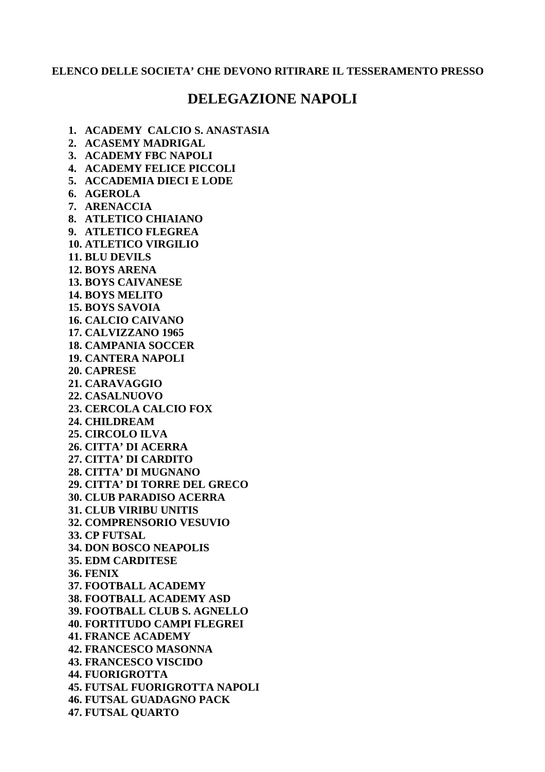**ELENCO DELLE SOCIETA' CHE DEVONO RITIRARE IL TESSERAMENTO PRESSO**

# DELEGAZIONE NAPOLI

1. **ACADEMY CALCIO S. ANASTASIA**
2. **ACASEMY MADRIGAL**
3. **ACADEMY FBC NAPOLI**
4. **ACADEMY FELICE PICCOLI**
5. **ACCADEMIA DIECI E LODE**
6. **AGEROLA**
7. **ARENACCIA**
8. **ATLETICO CHIAIANO**
9. **ATLETICO FLEGREA**
10. **ATLETICO VIRGILIO**
11. **BLU DEVILS**
12. **BOYS ARENA**
13. **BOYS CAIVANESE**
14. **BOYS MELITO**
15. **BOYS SAVOIA**
16. **CALCIO CAIVANO**
17. **CALVIZZANO 1965**
18. **CAMPANIA SOCCER**
19. **CANTERA NAPOLI**
20. **CAPRESE**
21. **CARAVAGGIO**
22. **CASALNUOVO**
23. **CERCOLA CALCIO FOX**
24. **CHILDREAM**
25. **CIRCOLO ILVA**
26. **CITTA' DI ACERRA**
27. **CITTA' DI CARDITO**
28. **CITTA' DI MUGNANO**
29. **CITTA' DI TORRE DEL GRECO**
30. **CLUB PARADISO ACERRA**
31. **CLUB VIRIBU UNITIS**
32. **COMPRENSORIO VESUVIO**
33. **CP FUTSAL**
34. **DON BOSCO NEAPOLIS**
35. **EDM CARDITESE**
36. **FENIX**
37. **FOOTBALL ACADEMY**
38. **FOOTBALL ACADEMY ASD**
39. **FOOTBALL CLUB S. AGNELLO**
40. **FORTITUDO CAMPI FLEGREI**
41. **FRANCE ACADEMY**
42. **FRANCESCO MASONNA**
43. **FRANCESCO VISCIDO**
44. **FUORIGROTTA**
45. **FUTSAL FUORIGROTTA NAPOLI**
46. **FUTSAL GUADAGNO PACK**
47. **FUTSAL QUARTO**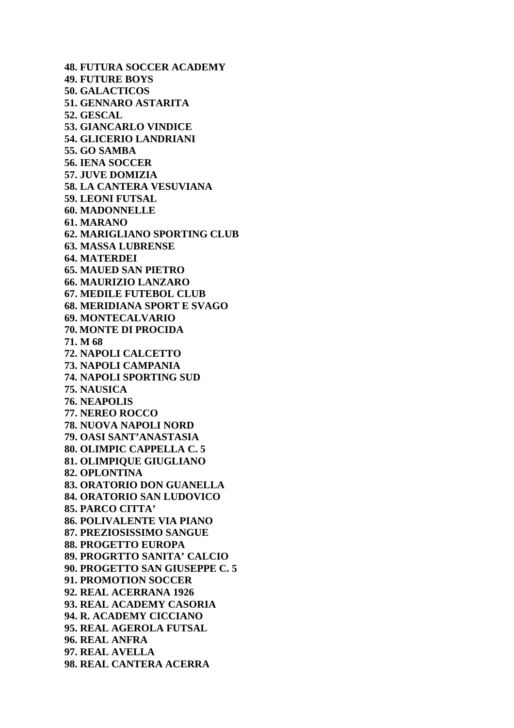**48. FUTURA SOCCER ACADEMY**
**49. FUTURE BOYS**
**50. GALACTICOS**
**51. GENNARO ASTARITA**
**52. GESCAL**
**53. GIANCARLO VINDICE**
**54. GLICERIO LANDRIANI**
**55. GO SAMBA**
**56. IENA SOCCER**
**57. JUVE DOMIZIA**
**58. LA CANTERA VESUVIANA**
**59. LEONI FUTSAL**
**60. MADONNELLE**
**61. MARANO**
**62. MARIGLIANO SPORTING CLUB**
**63. MASSA LUBRENSE**
**64. MATERDEI**
**65. MAUED SAN PIETRO**
**66. MAURIZIO LANZARO**
**67. MEDILE FUTEBOL CLUB**
**68. MERIDIANA SPORT E SVAGO**
**69. MONTECALVARIO**
**70. MONTE DI PROCIDA**
**71. M 68**
**72. NAPOLI CALCETTO**
**73. NAPOLI CAMPANIA**
**74. NAPOLI SPORTING SUD**
**75. NAUSICA**
**76. NEAPOLIS**
**77. NEREO ROCCO**
**78. NUOVA NAPOLI NORD**
**79. OASI SANT'ANASTASIA**
**80. OLIMPIC CAPPELLA C. 5**
**81. OLIMPIQUE GIUGLIANO**
**82. OPLONTINA**
**83. ORATORIO DON GUANELLA**
**84. ORATORIO SAN LUDOVICO**
**85. PARCO CITTA'**
**86. POLIVALENTE VIA PIANO**
**87. PREZIOSISSIMO SANGUE**
**88. PROGETTO EUROPA**
**89. PROGRTTO SANITA' CALCIO**
**90. PROGETTO SAN GIUSEPPE C. 5**
**91. PROMOTION SOCCER**
**92. REAL ACERRANA 1926**
**93. REAL ACADEMY CASORIA**
**94. R. ACADEMY CICCIANO**
**95. REAL AGEROLA FUTSAL**
**96. REAL ANFRA**
**97. REAL AVELLA**
**98. REAL CANTERA ACERRA**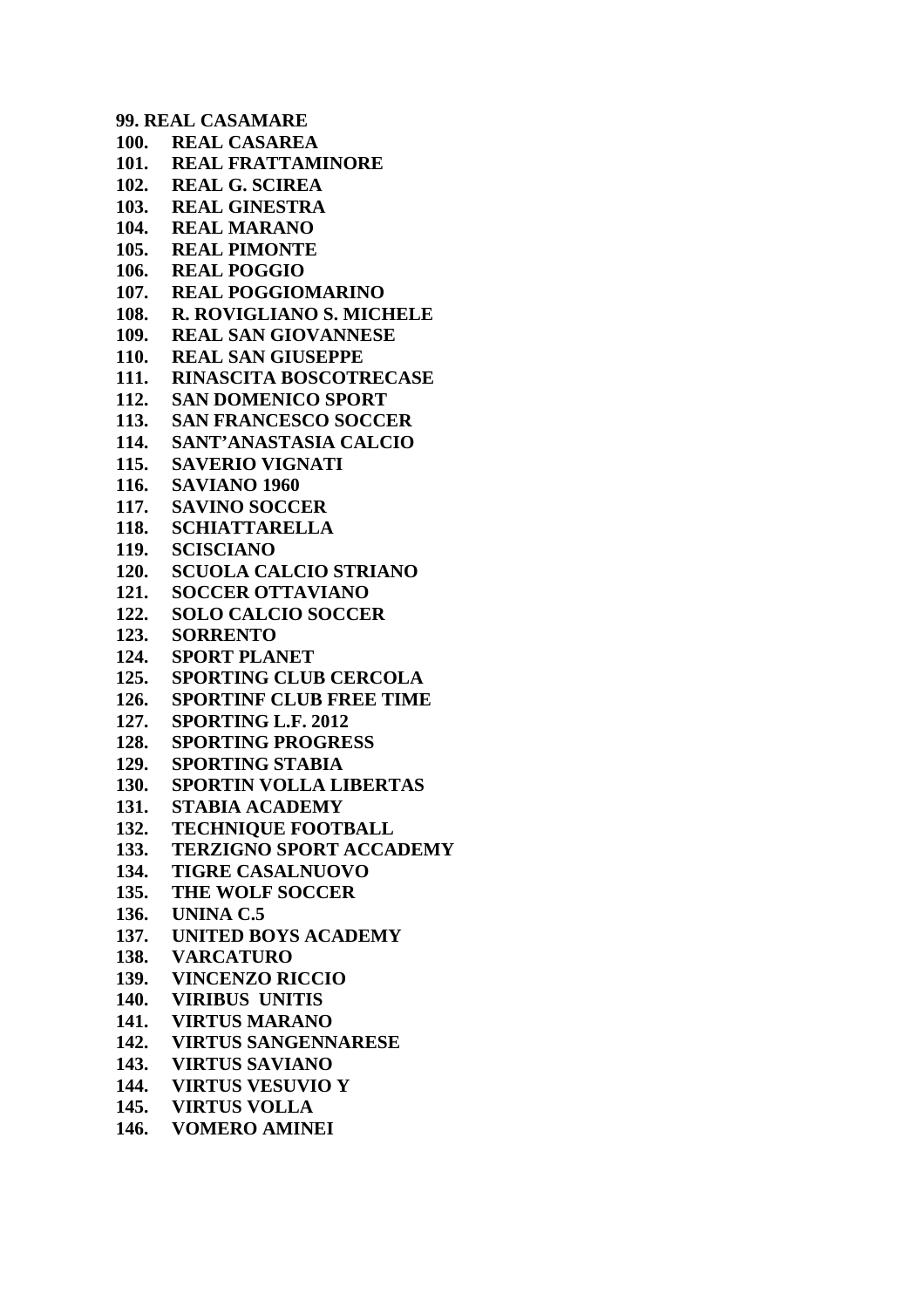99. **REAL CASAMARE**
100. **REAL CASAREA**
101. **REAL FRATTAMINORE**
102. **REAL G. SCIREA**
103. **REAL GINESTRA**
104. **REAL MARANO**
105. **REAL PIMONTE**
106. **REAL POGGIO**
107. **REAL POGGIOMARINO**
108. **R. ROVIGLIANO S. MICHELE**
109. **REAL SAN GIOVANNESE**
110. **REAL SAN GIUSEPPE**
111. **RINASCITA BOSCOTRECASE**
112. **SAN DOMENICO SPORT**
113. **SAN FRANCESCO SOCCER**
114. **SANT'ANASTASIA CALCIO**
115. **SAVERIO VIGNATI**
116. **SAVIANO 1960**
117. **SAVINO SOCCER**
118. **SCHIATTARELLA**
119. **SCISCIANO**
120. **SCUOLA CALCIO STRIANO**
121. **SOCCER OTTAVIANO**
122. **SOLO CALCIO SOCCER**
123. **SORRENTO**
124. **SPORT PLANET**
125. **SPORTING CLUB CERCOLA**
126. **SPORTINF CLUB FREE TIME**
127. **SPORTING L.F. 2012**
128. **SPORTING PROGRESS**
129. **SPORTING STABIA**
130. **SPORTIN VOLLA LIBERTAS**
131. **STABIA ACADEMY**
132. **TECHNIQUE FOOTBALL**
133. **TERZIGNO SPORT ACCADEMY**
134. **TIGRE CASALNUOVO**
135. **THE WOLF SOCCER**
136. **UNINA C.5**
137. **UNITED BOYS ACADEMY**
138. **VARCATURO**
139. **VINCENZO RICCIO**
140. **VIRIBUS UNITIS**
141. **VIRTUS MARANO**
142. **VIRTUS SANGENNARESE**
143. **VIRTUS SAVIANO**
144. **VIRTUS VESUVIO Y**
145. **VIRTUS VOLLA**
146. **VOMERO AMINEI**